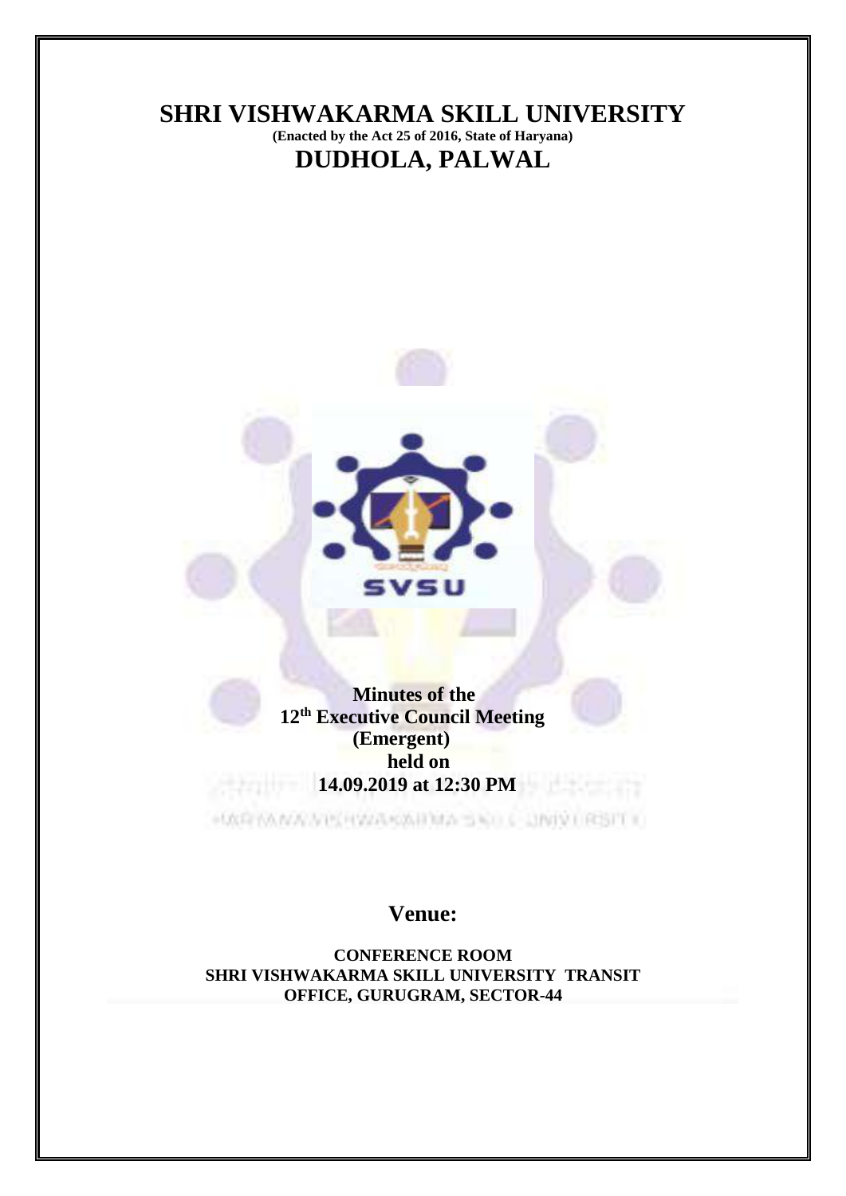# SHRI VISHWAKARMA SKILL UNIVERSITY

**(Enacted by the Act 25 of 2016, State of Haryana)**

## DUDHOLA, PALWAL

**Minutes of the**
**12th Executive Council Meeting**
**(Emergent)**
**held on**
**14.09.2019 at 12:30 PM**

## Venue:

**CONFERENCE ROOM**
**SHRI VISHWAKARMA SKILL UNIVERSITY TRANSIT OFFICE, GURUGRAM, SECTOR-44**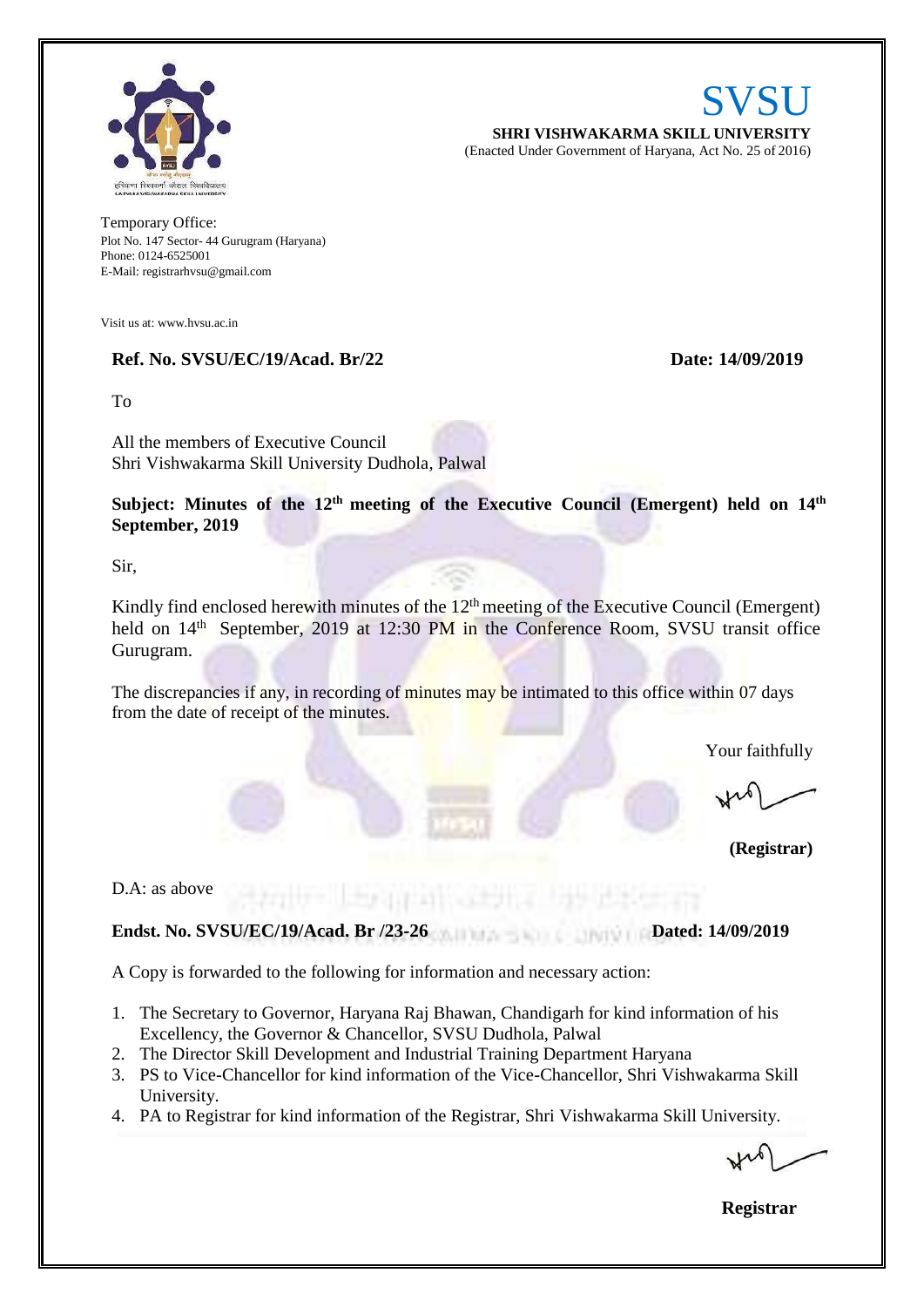# SVSU

**SHRI VISHWAKARMA SKILL UNIVERSITY**

(Enacted Under Government of Haryana, Act No. 25 of 2016)

Temporary Office:
Plot No. 147 Sector- 44 Gurugram (Haryana)
Phone: 0124-6525001
E-Mail: registrarhvsu@gmail.com

Visit us at: www.hvsu.ac.in

**Ref. No. SVSU/EC/19/Acad. Br/22** **Date: 14/09/2019**

To

All the members of Executive Council
Shri Vishwakarma Skill University Dudhola, Palwal

**Subject: Minutes of the 12th meeting of the Executive Council (Emergent) held on 14th September, 2019**

Sir,

Kindly find enclosed herewith minutes of the 12th meeting of the Executive Council (Emergent) held on 14th September, 2019 at 12:30 PM in the Conference Room, SVSU transit office Gurugram.

The discrepancies if any, in recording of minutes may be intimated to this office within 07 days from the date of receipt of the minutes.

Your faithfully

**(Registrar)**

D.A: as above

**Endst. No. SVSU/EC/19/Acad. Br /23-26** **Dated: 14/09/2019**

A Copy is forwarded to the following for information and necessary action:

1. The Secretary to Governor, Haryana Raj Bhawan, Chandigarh for kind information of his Excellency, the Governor & Chancellor, SVSU Dudhola, Palwal
2. The Director Skill Development and Industrial Training Department Haryana
3. PS to Vice-Chancellor for kind information of the Vice-Chancellor, Shri Vishwakarma Skill University.
4. PA to Registrar for kind information of the Registrar, Shri Vishwakarma Skill University.

**Registrar**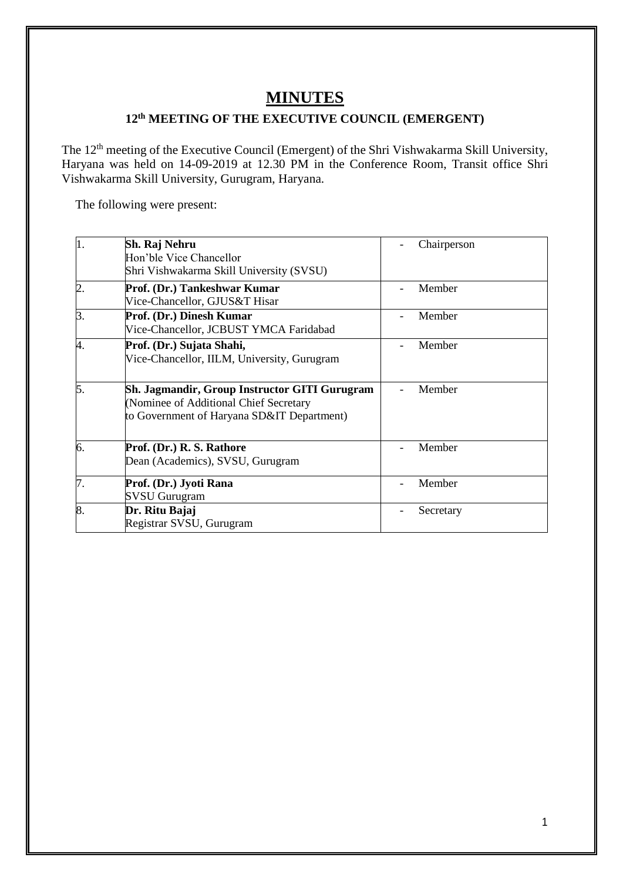# MINUTES

## 12th MEETING OF THE EXECUTIVE COUNCIL (EMERGENT)

The 12th meeting of the Executive Council (Emergent) of the Shri Vishwakarma Skill University, Haryana was held on 14-09-2019 at 12.30 PM in the Conference Room, Transit office Shri Vishwakarma Skill University, Gurugram, Haryana.

The following were present:

| | | |
|---|---|---|
| 1. | **Sh. Raj Nehru**<br>Hon'ble Vice Chancellor<br>Shri Vishwakarma Skill University (SVSU) | - Chairperson |
| 2. | **Prof. (Dr.) Tankeshwar Kumar**<br>Vice-Chancellor, GJUS&T Hisar | - Member |
| 3. | **Prof. (Dr.) Dinesh Kumar**<br>Vice-Chancellor, JCBUST YMCA Faridabad | - Member |
| 4. | **Prof. (Dr.) Sujata Shahi,**<br>Vice-Chancellor, IILM, University, Gurugram | - Member |
| 5. | **Sh. Jagmandir, Group Instructor GITI Gurugram**<br>(Nominee of Additional Chief Secretary<br>to Government of Haryana SD&IT Department) | - Member |
| 6. | **Prof. (Dr.) R. S. Rathore**<br>Dean (Academics), SVSU, Gurugram | - Member |
| 7. | **Prof. (Dr.) Jyoti Rana**<br>SVSU Gurugram | - Member |
| 8. | **Dr. Ritu Bajaj**<br>Registrar SVSU, Gurugram | - Secretary |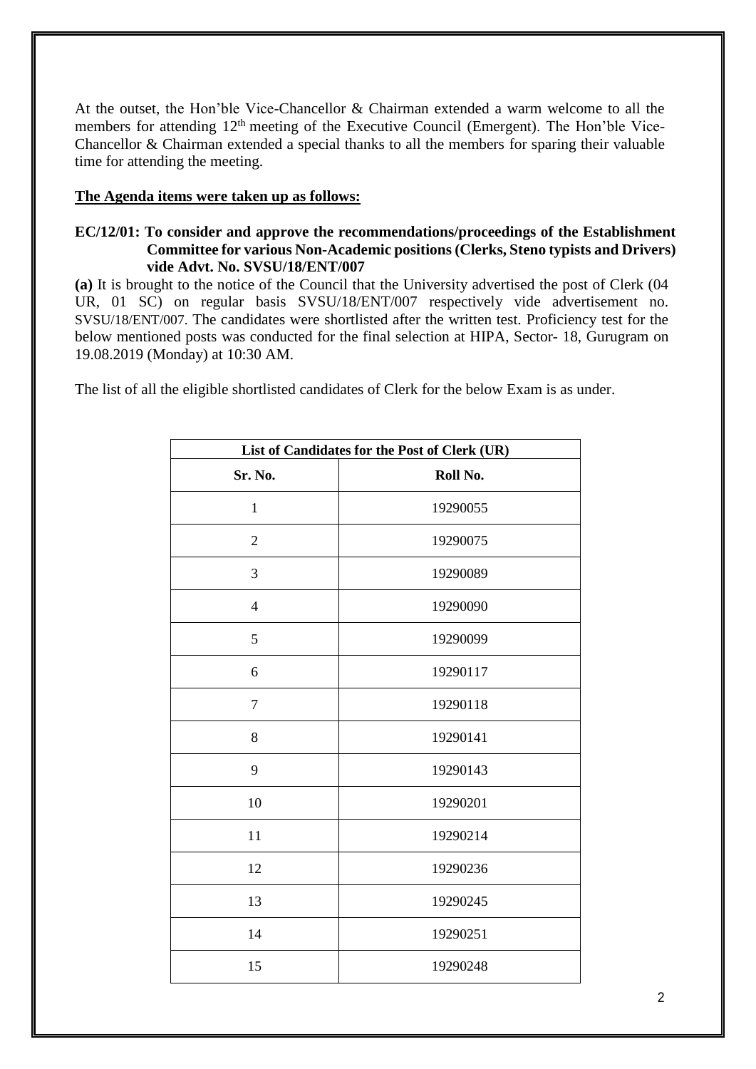At the outset, the Hon'ble Vice-Chancellor & Chairman extended a warm welcome to all the members for attending 12[th] meeting of the Executive Council (Emergent). The Hon'ble Vice-Chancellor & Chairman extended a special thanks to all the members for sparing their valuable time for attending the meeting.

**The Agenda items were taken up as follows:**

**EC/12/01: To consider and approve the recommendations/proceedings of the Establishment Committee for various Non-Academic positions (Clerks, Steno typists and Drivers) vide Advt. No. SVSU/18/ENT/007**

**(a)** It is brought to the notice of the Council that the University advertised the post of Clerk (04 UR, 01 SC) on regular basis SVSU/18/ENT/007 respectively vide advertisement no. SVSU/18/ENT/007. The candidates were shortlisted after the written test. Proficiency test for the below mentioned posts was conducted for the final selection at HIPA, Sector- 18, Gurugram on 19.08.2019 (Monday) at 10:30 AM.

The list of all the eligible shortlisted candidates of Clerk for the below Exam is as under.

| List of Candidates for the Post of Clerk (UR) | |
|---|---|
| **Sr. No.** | **Roll No.** |
| 1 | 19290055 |
| 2 | 19290075 |
| 3 | 19290089 |
| 4 | 19290090 |
| 5 | 19290099 |
| 6 | 19290117 |
| 7 | 19290118 |
| 8 | 19290141 |
| 9 | 19290143 |
| 10 | 19290201 |
| 11 | 19290214 |
| 12 | 19290236 |
| 13 | 19290245 |
| 14 | 19290251 |
| 15 | 19290248 |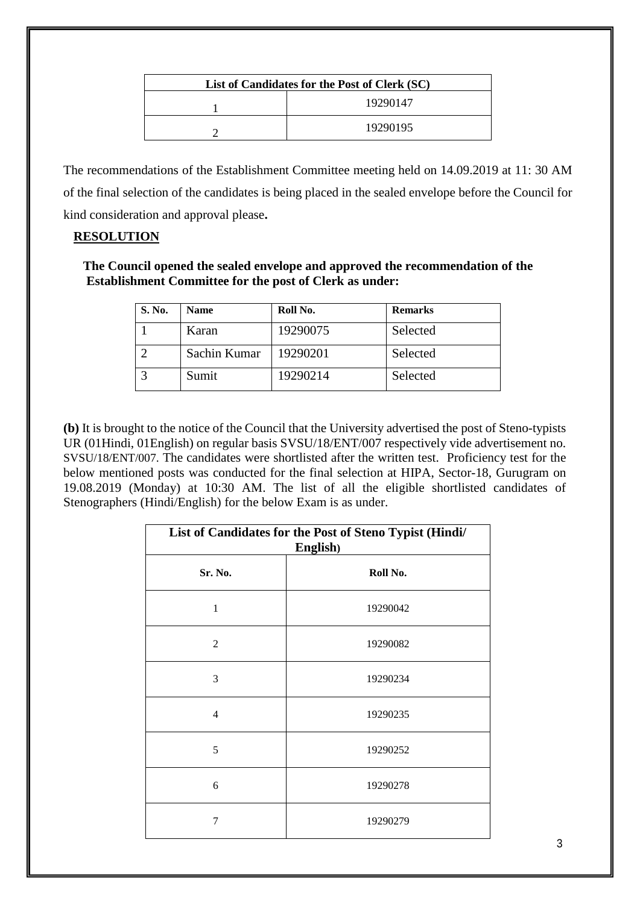| List of Candidates for the Post of Clerk (SC) | |
|---|---|
| 1 | 19290147 |
| 2 | 19290195 |

The recommendations of the Establishment Committee meeting held on 14.09.2019 at 11: 30 AM of the final selection of the candidates is being placed in the sealed envelope before the Council for kind consideration and approval please**.**

**RESOLUTION**

**The Council opened the sealed envelope and approved the recommendation of the Establishment Committee for the post of Clerk as under:**

| S. No. | Name | Roll No. | Remarks |
|---|---|---|---|
| 1 | Karan | 19290075 | Selected |
| 2 | Sachin Kumar | 19290201 | Selected |
| 3 | Sumit | 19290214 | Selected |

**(b)** It is brought to the notice of the Council that the University advertised the post of Steno-typists UR (01Hindi, 01English) on regular basis SVSU/18/ENT/007 respectively vide advertisement no. SVSU/18/ENT/007. The candidates were shortlisted after the written test. Proficiency test for the below mentioned posts was conducted for the final selection at HIPA, Sector-18, Gurugram on 19.08.2019 (Monday) at 10:30 AM. The list of all the eligible shortlisted candidates of Stenographers (Hindi/English) for the below Exam is as under.

| List of Candidates for the Post of Steno Typist (Hindi/ English) | |
|---|---|
| **Sr. No.** | **Roll No.** |
| 1 | 19290042 |
| 2 | 19290082 |
| 3 | 19290234 |
| 4 | 19290235 |
| 5 | 19290252 |
| 6 | 19290278 |
| 7 | 19290279 |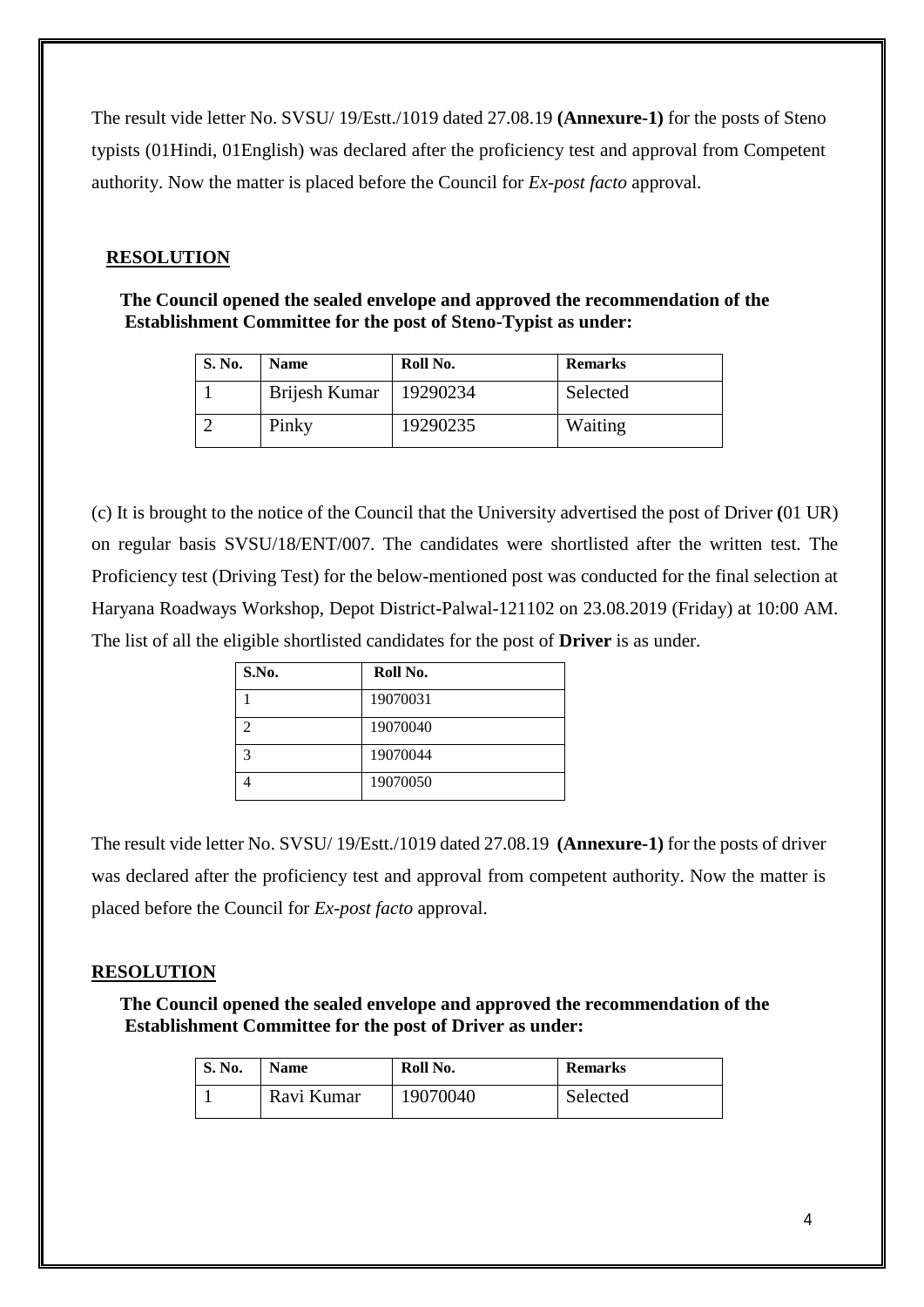The result vide letter No. SVSU/ 19/Estt./1019 dated 27.08.19 **(Annexure-1)** for the posts of Steno typists (01Hindi, 01English) was declared after the proficiency test and approval from Competent authority. Now the matter is placed before the Council for *Ex-post facto* approval.

**RESOLUTION**

**The Council opened the sealed envelope and approved the recommendation of the Establishment Committee for the post of Steno-Typist as under:**

| S. No. | Name | Roll No. | Remarks |
|---|---|---|---|
| 1 | Brijesh Kumar | 19290234 | Selected |
| 2 | Pinky | 19290235 | Waiting |

(c) It is brought to the notice of the Council that the University advertised the post of Driver **(**01 UR) on regular basis SVSU/18/ENT/007. The candidates were shortlisted after the written test. The Proficiency test (Driving Test) for the below-mentioned post was conducted for the final selection at Haryana Roadways Workshop, Depot District-Palwal-121102 on 23.08.2019 (Friday) at 10:00 AM. The list of all the eligible shortlisted candidates for the post of **Driver** is as under.

| S.No. | Roll No. |
|---|---|
| 1 | 19070031 |
| 2 | 19070040 |
| 3 | 19070044 |
| 4 | 19070050 |

The result vide letter No. SVSU/ 19/Estt./1019 dated 27.08.19 **(Annexure-1)** for the posts of driver was declared after the proficiency test and approval from competent authority. Now the matter is placed before the Council for *Ex-post facto* approval.

**RESOLUTION**

**The Council opened the sealed envelope and approved the recommendation of the Establishment Committee for the post of Driver as under:**

| S. No. | Name | Roll No. | Remarks |
|---|---|---|---|
| 1 | Ravi Kumar | 19070040 | Selected |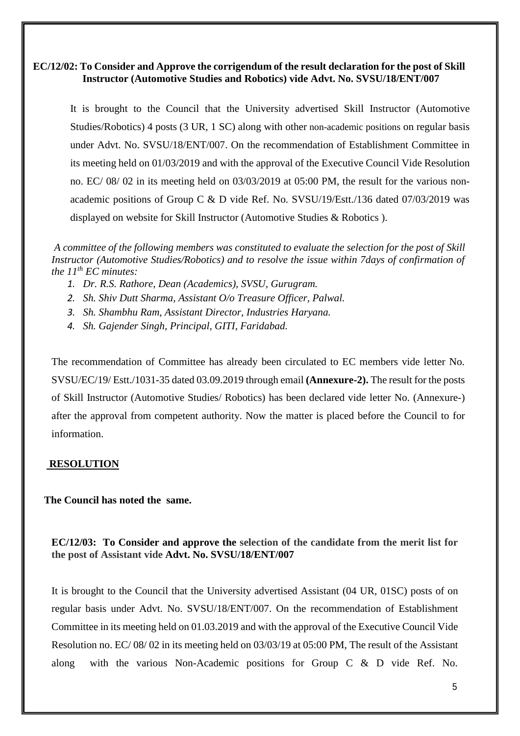**EC/12/02: To Consider and Approve the corrigendum of the result declaration for the post of Skill Instructor (Automotive Studies and Robotics) vide Advt. No. SVSU/18/ENT/007**

It is brought to the Council that the University advertised Skill Instructor (Automotive Studies/Robotics) 4 posts (3 UR, 1 SC) along with other non-academic positions on regular basis under Advt. No. SVSU/18/ENT/007. On the recommendation of Establishment Committee in its meeting held on 01/03/2019 and with the approval of the Executive Council Vide Resolution no. EC/ 08/ 02 in its meeting held on 03/03/2019 at 05:00 PM, the result for the various non-academic positions of Group C & D vide Ref. No. SVSU/19/Estt./136 dated 07/03/2019 was displayed on website for Skill Instructor (Automotive Studies & Robotics ).

*A committee of the following members was constituted to evaluate the selection for the post of Skill Instructor (Automotive Studies/Robotics) and to resolve the issue within 7days of confirmation of the 11th EC minutes:*

1. *Dr. R.S. Rathore, Dean (Academics), SVSU, Gurugram.*
2. *Sh. Shiv Dutt Sharma, Assistant O/o Treasure Officer, Palwal.*
3. *Sh. Shambhu Ram, Assistant Director, Industries Haryana.*
4. *Sh. Gajender Singh, Principal, GITI, Faridabad.*

The recommendation of Committee has already been circulated to EC members vide letter No. SVSU/EC/19/ Estt./1031-35 dated 03.09.2019 through email **(Annexure-2).** The result for the posts of Skill Instructor (Automotive Studies/ Robotics) has been declared vide letter No. (Annexure-) after the approval from competent authority. Now the matter is placed before the Council to for information.

**RESOLUTION**

**The Council has noted the same.**

**EC/12/03: To Consider and approve the selection of the candidate from the merit list for the post of Assistant vide Advt. No. SVSU/18/ENT/007**

It is brought to the Council that the University advertised Assistant (04 UR, 01SC) posts of on regular basis under Advt. No. SVSU/18/ENT/007. On the recommendation of Establishment Committee in its meeting held on 01.03.2019 and with the approval of the Executive Council Vide Resolution no. EC/ 08/ 02 in its meeting held on 03/03/19 at 05:00 PM, The result of the Assistant along with the various Non-Academic positions for Group C & D vide Ref. No.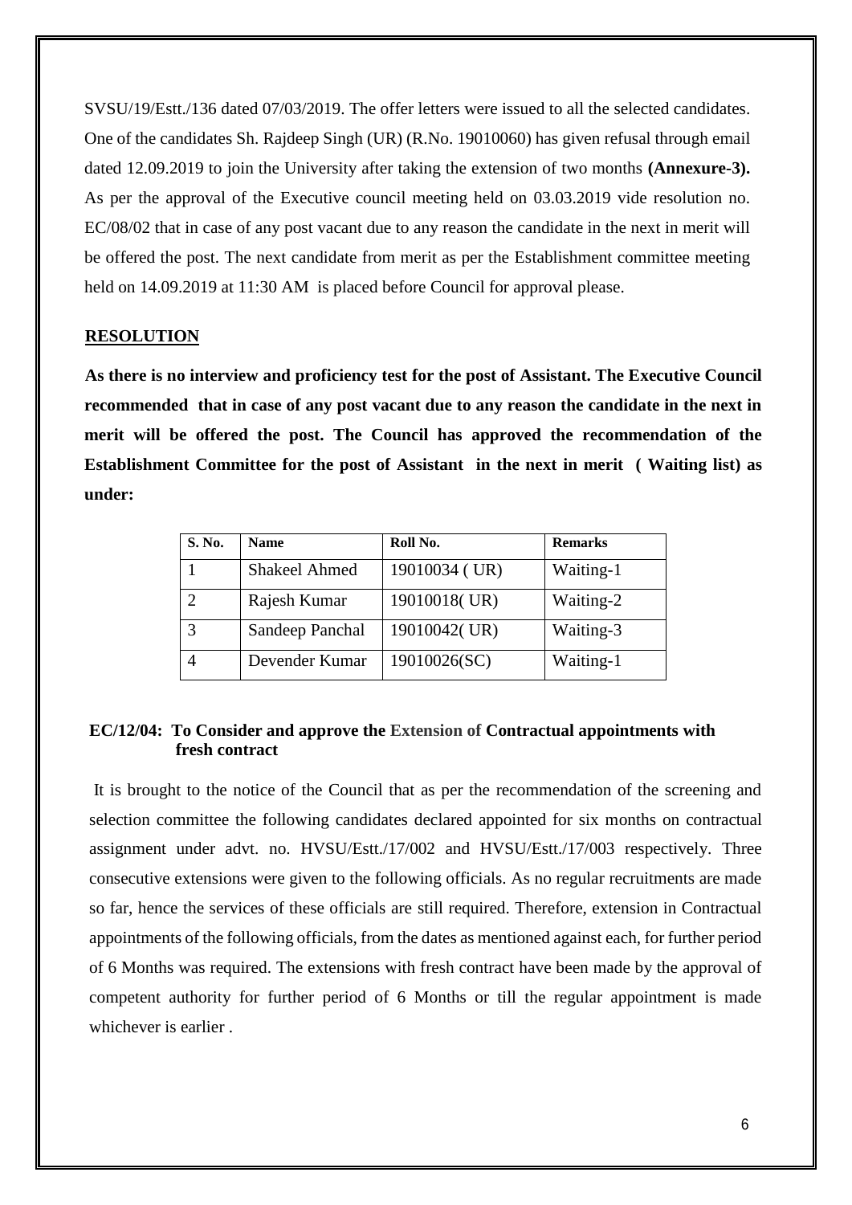SVSU/19/Estt./136 dated 07/03/2019. The offer letters were issued to all the selected candidates. One of the candidates Sh. Rajdeep Singh (UR) (R.No. 19010060) has given refusal through email dated 12.09.2019 to join the University after taking the extension of two months **(Annexure-3).** As per the approval of the Executive council meeting held on 03.03.2019 vide resolution no. EC/08/02 that in case of any post vacant due to any reason the candidate in the next in merit will be offered the post. The next candidate from merit as per the Establishment committee meeting held on 14.09.2019 at 11:30 AM is placed before Council for approval please.

**RESOLUTION**

**As there is no interview and proficiency test for the post of Assistant. The Executive Council recommended that in case of any post vacant due to any reason the candidate in the next in merit will be offered the post. The Council has approved the recommendation of the Establishment Committee for the post of Assistant in the next in merit ( Waiting list) as under:**

| S. No. | Name | Roll No. | Remarks |
|---|---|---|---|
| 1 | Shakeel Ahmed | 19010034 ( UR) | Waiting-1 |
| 2 | Rajesh Kumar | 19010018( UR) | Waiting-2 |
| 3 | Sandeep Panchal | 19010042( UR) | Waiting-3 |
| 4 | Devender Kumar | 19010026(SC) | Waiting-1 |

**EC/12/04: To Consider and approve the Extension of Contractual appointments with fresh contract**

It is brought to the notice of the Council that as per the recommendation of the screening and selection committee the following candidates declared appointed for six months on contractual assignment under advt. no. HVSU/Estt./17/002 and HVSU/Estt./17/003 respectively. Three consecutive extensions were given to the following officials. As no regular recruitments are made so far, hence the services of these officials are still required. Therefore, extension in Contractual appointments of the following officials, from the dates as mentioned against each, for further period of 6 Months was required. The extensions with fresh contract have been made by the approval of competent authority for further period of 6 Months or till the regular appointment is made whichever is earlier .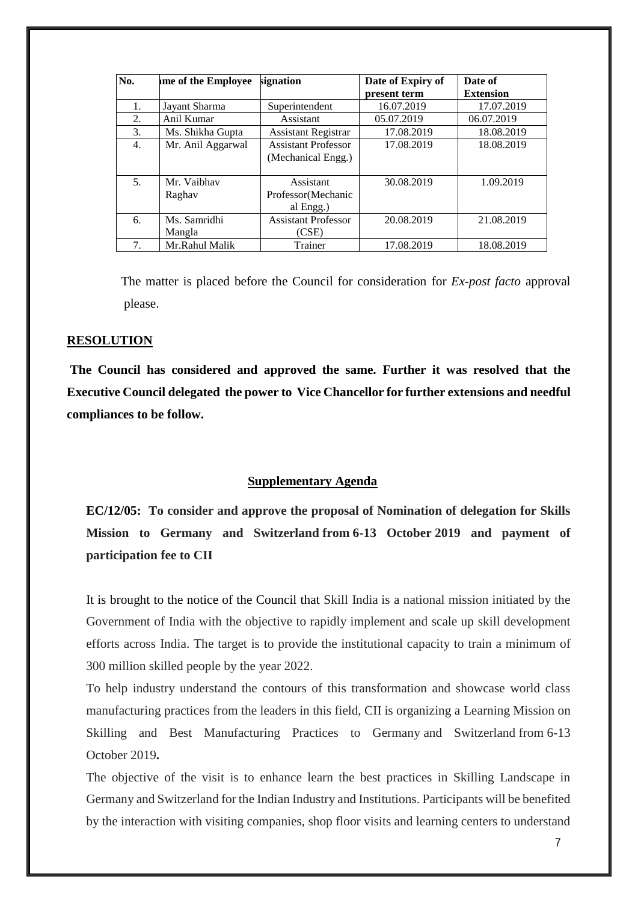| No. | ıme of the Employee | signation | Date of Expiry of present term | Date of Extension |
|---|---|---|---|---|
| 1. | Jayant Sharma | Superintendent | 16.07.2019 | 17.07.2019 |
| 2. | Anil Kumar | Assistant | 05.07.2019 | 06.07.2019 |
| 3. | Ms. Shikha Gupta | Assistant Registrar | 17.08.2019 | 18.08.2019 |
| 4. | Mr. Anil Aggarwal | Assistant Professor (Mechanical Engg.) | 17.08.2019 | 18.08.2019 |
| 5. | Mr. Vaibhav Raghav | Assistant Professor(Mechanical Engg.) | 30.08.2019 | 1.09.2019 |
| 6. | Ms. Samridhi Mangla | Assistant Professor (CSE) | 20.08.2019 | 21.08.2019 |
| 7. | Mr.Rahul Malik | Trainer | 17.08.2019 | 18.08.2019 |

The matter is placed before the Council for consideration for *Ex-post facto* approval please.

**RESOLUTION**

**The Council has considered and approved the same. Further it was resolved that the Executive Council delegated the power to Vice Chancellor for further extensions and needful compliances to be follow.**

**Supplementary Agenda**

**EC/12/05: To consider and approve the proposal of Nomination of delegation for Skills Mission to Germany and Switzerland from 6-13 October 2019 and payment of participation fee to CII**

It is brought to the notice of the Council that Skill India is a national mission initiated by the Government of India with the objective to rapidly implement and scale up skill development efforts across India. The target is to provide the institutional capacity to train a minimum of 300 million skilled people by the year 2022.

To help industry understand the contours of this transformation and showcase world class manufacturing practices from the leaders in this field, CII is organizing a Learning Mission on Skilling and Best Manufacturing Practices to Germany and Switzerland from 6-13 October 2019.

The objective of the visit is to enhance learn the best practices in Skilling Landscape in Germany and Switzerland for the Indian Industry and Institutions. Participants will be benefited by the interaction with visiting companies, shop floor visits and learning centers to understand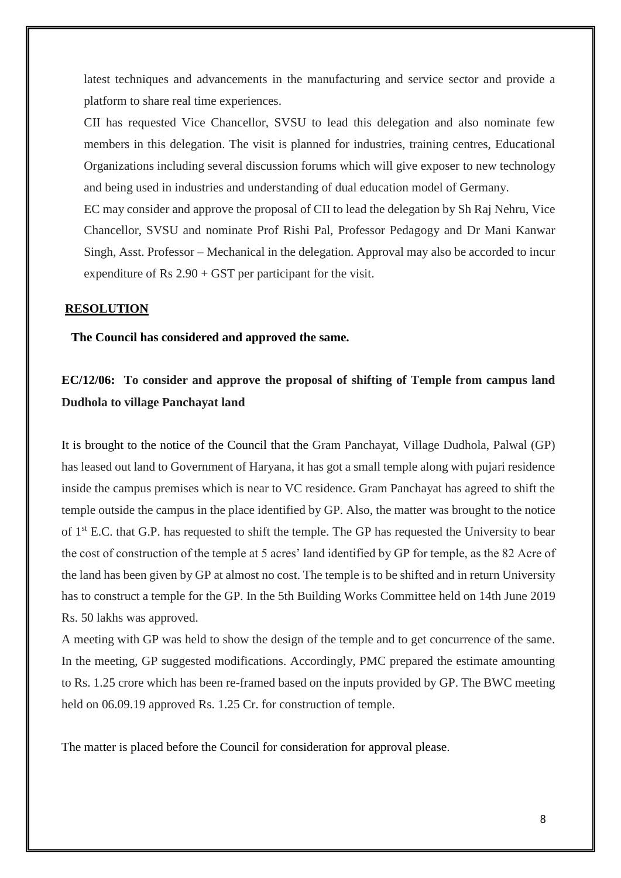latest techniques and advancements in the manufacturing and service sector and provide a platform to share real time experiences.

CII has requested Vice Chancellor, SVSU to lead this delegation and also nominate few members in this delegation. The visit is planned for industries, training centres, Educational Organizations including several discussion forums which will give exposer to new technology and being used in industries and understanding of dual education model of Germany.

EC may consider and approve the proposal of CII to lead the delegation by Sh Raj Nehru, Vice Chancellor, SVSU and nominate Prof Rishi Pal, Professor Pedagogy and Dr Mani Kanwar Singh, Asst. Professor – Mechanical in the delegation. Approval may also be accorded to incur expenditure of Rs 2.90 + GST per participant for the visit.

**RESOLUTION**

**The Council has considered and approved the same.**

**EC/12/06: To consider and approve the proposal of shifting of Temple from campus land Dudhola to village Panchayat land**

It is brought to the notice of the Council that the Gram Panchayat, Village Dudhola, Palwal (GP) has leased out land to Government of Haryana, it has got a small temple along with pujari residence inside the campus premises which is near to VC residence. Gram Panchayat has agreed to shift the temple outside the campus in the place identified by GP. Also, the matter was brought to the notice of 1st E.C. that G.P. has requested to shift the temple. The GP has requested the University to bear the cost of construction of the temple at 5 acres' land identified by GP for temple, as the 82 Acre of the land has been given by GP at almost no cost. The temple is to be shifted and in return University has to construct a temple for the GP. In the 5th Building Works Committee held on 14th June 2019 Rs. 50 lakhs was approved.

A meeting with GP was held to show the design of the temple and to get concurrence of the same. In the meeting, GP suggested modifications. Accordingly, PMC prepared the estimate amounting to Rs. 1.25 crore which has been re-framed based on the inputs provided by GP. The BWC meeting held on 06.09.19 approved Rs. 1.25 Cr. for construction of temple.

The matter is placed before the Council for consideration for approval please.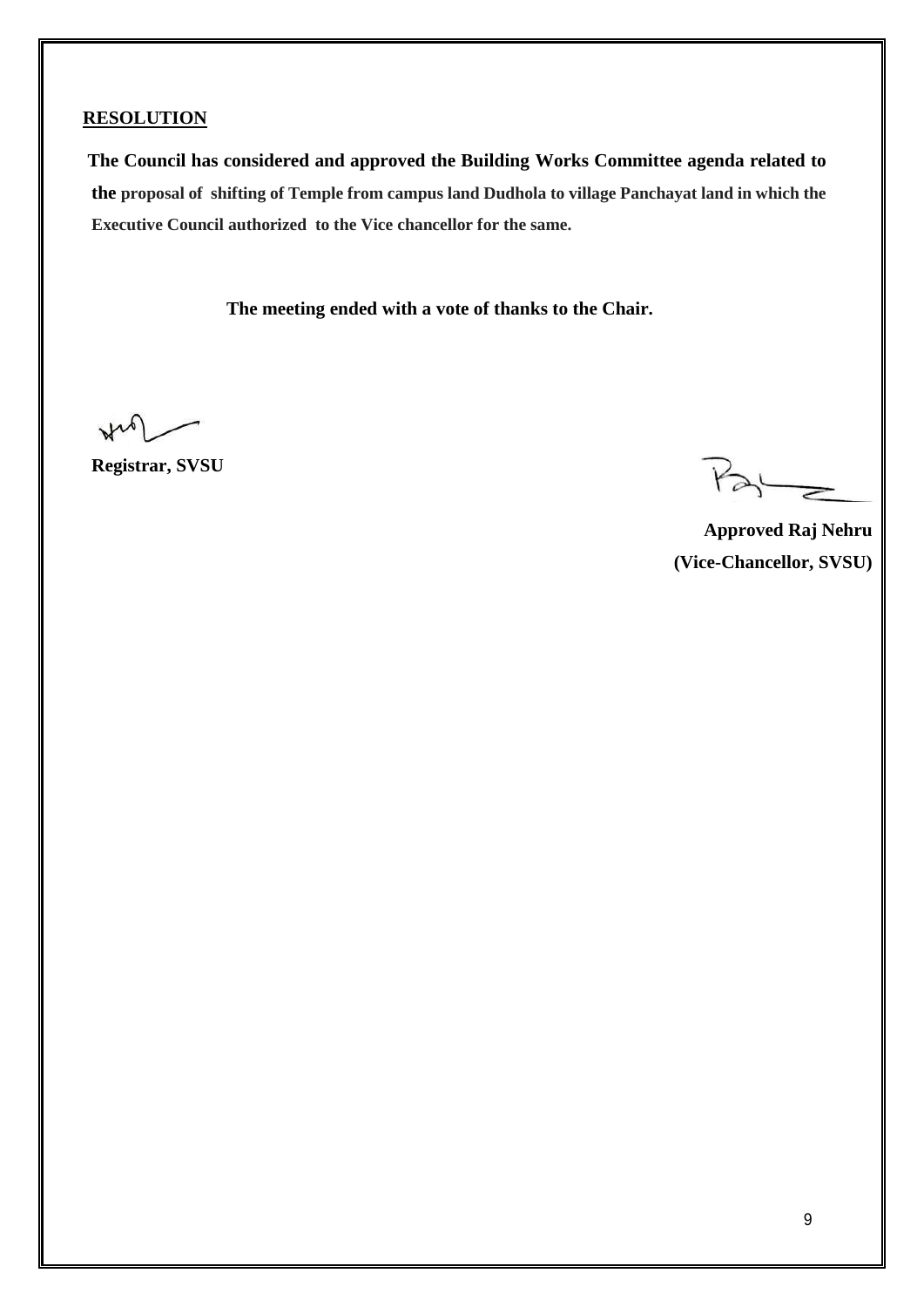## RESOLUTION

**The Council has considered and approved the Building Works Committee agenda related to the proposal of shifting of Temple from campus land Dudhola to village Panchayat land in which the Executive Council authorized to the Vice chancellor for the same.**

**The meeting ended with a vote of thanks to the Chair.**

**Registrar, SVSU**

**Approved Raj Nehru**
**(Vice-Chancellor, SVSU)**